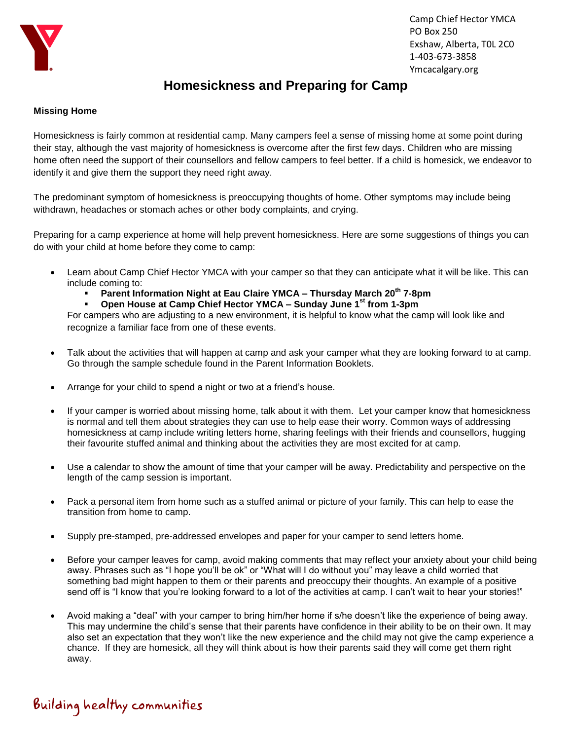Camp Chief Hector YMCA
PO Box 250
Exshaw, Alberta, T0L 2C0
1-403-673-3858
Ymcacalgary.org

# Homesickness and Preparing for Camp

**Missing Home**

Homesickness is fairly common at residential camp. Many campers feel a sense of missing home at some point during their stay, although the vast majority of homesickness is overcome after the first few days. Children who are missing home often need the support of their counsellors and fellow campers to feel better. If a child is homesick, we endeavor to identify it and give them the support they need right away.

The predominant symptom of homesickness is preoccupying thoughts of home. Other symptoms may include being withdrawn, headaches or stomach aches or other body complaints, and crying.

Preparing for a camp experience at home will help prevent homesickness. Here are some suggestions of things you can do with your child at home before they come to camp:

- Learn about Camp Chief Hector YMCA with your camper so that they can anticipate what it will be like. This can include coming to:
  - **Parent Information Night at Eau Claire YMCA – Thursday March 20th 7-8pm**
  - **Open House at Camp Chief Hector YMCA – Sunday June 1st from 1-3pm**

  For campers who are adjusting to a new environment, it is helpful to know what the camp will look like and recognize a familiar face from one of these events.

- Talk about the activities that will happen at camp and ask your camper what they are looking forward to at camp. Go through the sample schedule found in the Parent Information Booklets.

- Arrange for your child to spend a night or two at a friend's house.

- If your camper is worried about missing home, talk about it with them. Let your camper know that homesickness is normal and tell them about strategies they can use to help ease their worry. Common ways of addressing homesickness at camp include writing letters home, sharing feelings with their friends and counsellors, hugging their favourite stuffed animal and thinking about the activities they are most excited for at camp.

- Use a calendar to show the amount of time that your camper will be away. Predictability and perspective on the length of the camp session is important.

- Pack a personal item from home such as a stuffed animal or picture of your family. This can help to ease the transition from home to camp.

- Supply pre-stamped, pre-addressed envelopes and paper for your camper to send letters home.

- Before your camper leaves for camp, avoid making comments that may reflect your anxiety about your child being away. Phrases such as "I hope you'll be ok" or "What will I do without you" may leave a child worried that something bad might happen to them or their parents and preoccupy their thoughts. An example of a positive send off is "I know that you're looking forward to a lot of the activities at camp. I can't wait to hear your stories!"

- Avoid making a "deal" with your camper to bring him/her home if s/he doesn't like the experience of being away. This may undermine the child's sense that their parents have confidence in their ability to be on their own. It may also set an expectation that they won't like the new experience and the child may not give the camp experience a chance. If they are homesick, all they will think about is how their parents said they will come get them right away.

Building healthy communities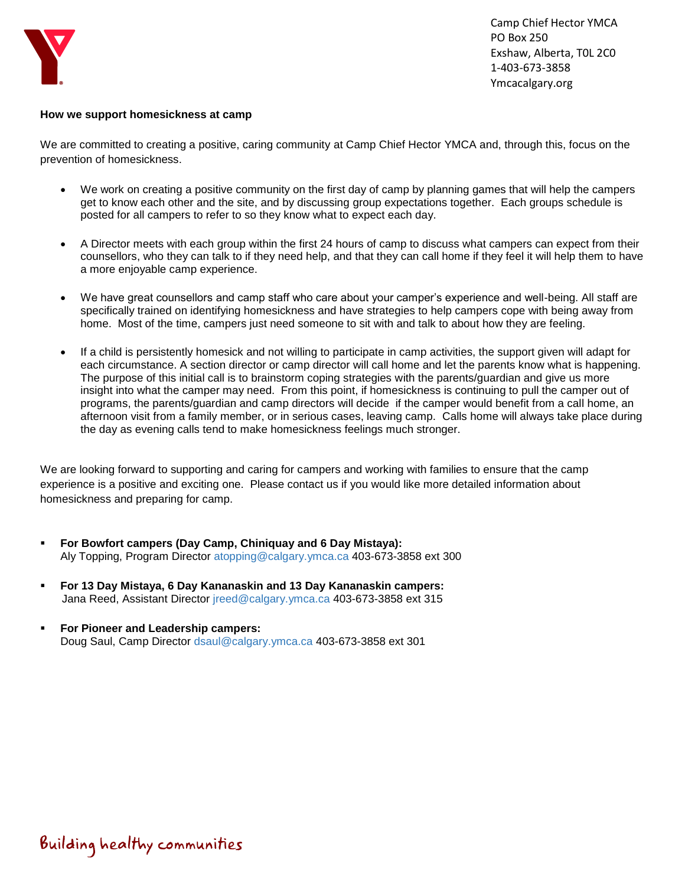Camp Chief Hector YMCA
PO Box 250
Exshaw, Alberta, T0L 2C0
1-403-673-3858
Ymcacalgary.org

**How we support homesickness at camp**

We are committed to creating a positive, caring community at Camp Chief Hector YMCA and, through this, focus on the prevention of homesickness.

- We work on creating a positive community on the first day of camp by planning games that will help the campers get to know each other and the site, and by discussing group expectations together. Each groups schedule is posted for all campers to refer to so they know what to expect each day.

- A Director meets with each group within the first 24 hours of camp to discuss what campers can expect from their counsellors, who they can talk to if they need help, and that they can call home if they feel it will help them to have a more enjoyable camp experience.

- We have great counsellors and camp staff who care about your camper's experience and well-being. All staff are specifically trained on identifying homesickness and have strategies to help campers cope with being away from home. Most of the time, campers just need someone to sit with and talk to about how they are feeling.

- If a child is persistently homesick and not willing to participate in camp activities, the support given will adapt for each circumstance. A section director or camp director will call home and let the parents know what is happening. The purpose of this initial call is to brainstorm coping strategies with the parents/guardian and give us more insight into what the camper may need. From this point, if homesickness is continuing to pull the camper out of programs, the parents/guardian and camp directors will decide if the camper would benefit from a call home, an afternoon visit from a family member, or in serious cases, leaving camp. Calls home will always take place during the day as evening calls tend to make homesickness feelings much stronger.

We are looking forward to supporting and caring for campers and working with families to ensure that the camp experience is a positive and exciting one. Please contact us if you would like more detailed information about homesickness and preparing for camp.

- **For Bowfort campers (Day Camp, Chiniquay and 6 Day Mistaya):**
  Aly Topping, Program Director atopping@calgary.ymca.ca 403-673-3858 ext 300

- **For 13 Day Mistaya, 6 Day Kananaskin and 13 Day Kananaskin campers:**
  Jana Reed, Assistant Director jreed@calgary.ymca.ca 403-673-3858 ext 315

- **For Pioneer and Leadership campers:**
  Doug Saul, Camp Director dsaul@calgary.ymca.ca 403-673-3858 ext 301

Building healthy communities